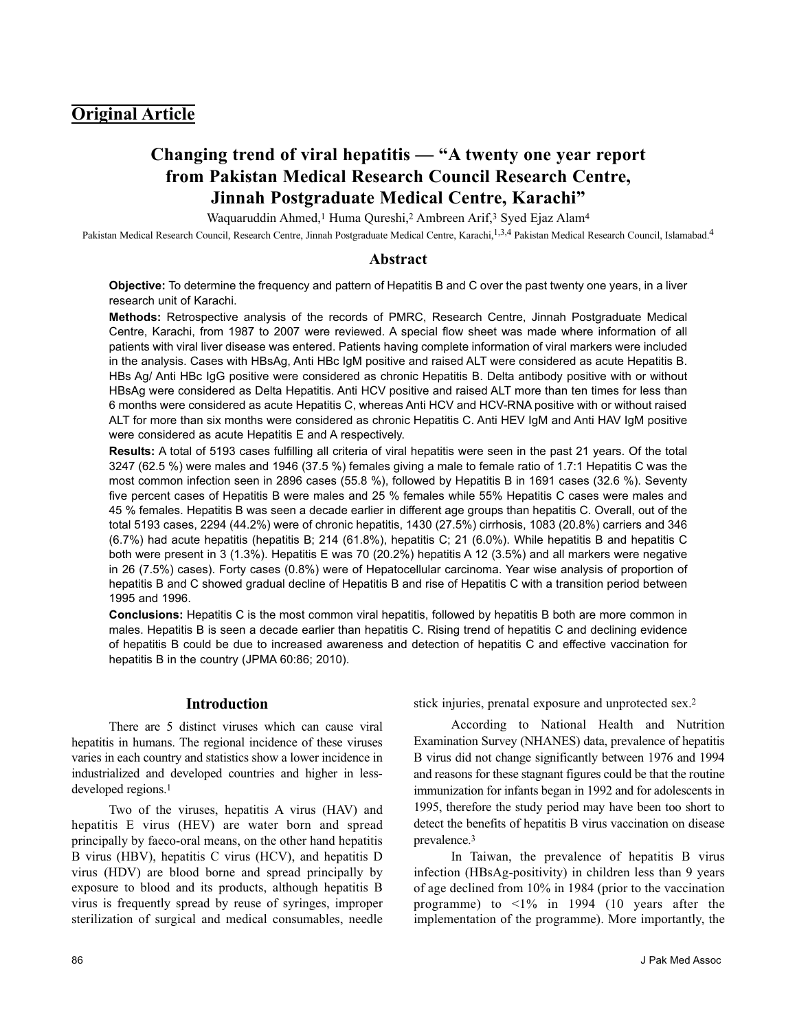## Original Article

# Changing trend of viral hepatitis — "A twenty one year report from Pakistan Medical Research Council Research Centre, Jinnah Postgraduate Medical Centre, Karachi"

Waquaruddin Ahmed,[1] Huma Qureshi,[2] Ambreen Arif,[3] Syed Ejaz Alam[4]

Pakistan Medical Research Council, Research Centre, Jinnah Postgraduate Medical Centre, Karachi,[1,3,4] Pakistan Medical Research Council, Islamabad.[4]

## Abstract

**Objective:** To determine the frequency and pattern of Hepatitis B and C over the past twenty one years, in a liver research unit of Karachi.

**Methods:** Retrospective analysis of the records of PMRC, Research Centre, Jinnah Postgraduate Medical Centre, Karachi, from 1987 to 2007 were reviewed. A special flow sheet was made where information of all patients with viral liver disease was entered. Patients having complete information of viral markers were included in the analysis. Cases with HBsAg, Anti HBc IgM positive and raised ALT were considered as acute Hepatitis B. HBs Ag/ Anti HBc IgG positive were considered as chronic Hepatitis B. Delta antibody positive with or without HBsAg were considered as Delta Hepatitis. Anti HCV positive and raised ALT more than ten times for less than 6 months were considered as acute Hepatitis C, whereas Anti HCV and HCV-RNA positive with or without raised ALT for more than six months were considered as chronic Hepatitis C. Anti HEV IgM and Anti HAV IgM positive were considered as acute Hepatitis E and A respectively.

**Results:** A total of 5193 cases fulfilling all criteria of viral hepatitis were seen in the past 21 years. Of the total 3247 (62.5 %) were males and 1946 (37.5 %) females giving a male to female ratio of 1.7:1 Hepatitis C was the most common infection seen in 2896 cases (55.8 %), followed by Hepatitis B in 1691 cases (32.6 %). Seventy five percent cases of Hepatitis B were males and 25 % females while 55% Hepatitis C cases were males and 45 % females. Hepatitis B was seen a decade earlier in different age groups than hepatitis C. Overall, out of the total 5193 cases, 2294 (44.2%) were of chronic hepatitis, 1430 (27.5%) cirrhosis, 1083 (20.8%) carriers and 346 (6.7%) had acute hepatitis (hepatitis B; 214 (61.8%), hepatitis C; 21 (6.0%). While hepatitis B and hepatitis C both were present in 3 (1.3%). Hepatitis E was 70 (20.2%) hepatitis A 12 (3.5%) and all markers were negative in 26 (7.5%) cases). Forty cases (0.8%) were of Hepatocellular carcinoma. Year wise analysis of proportion of hepatitis B and C showed gradual decline of Hepatitis B and rise of Hepatitis C with a transition period between 1995 and 1996.

**Conclusions:** Hepatitis C is the most common viral hepatitis, followed by hepatitis B both are more common in males. Hepatitis B is seen a decade earlier than hepatitis C. Rising trend of hepatitis C and declining evidence of hepatitis B could be due to increased awareness and detection of hepatitis C and effective vaccination for hepatitis B in the country (JPMA 60:86; 2010).

## Introduction

There are 5 distinct viruses which can cause viral hepatitis in humans. The regional incidence of these viruses varies in each country and statistics show a lower incidence in industrialized and developed countries and higher in less-developed regions.[1]

Two of the viruses, hepatitis A virus (HAV) and hepatitis E virus (HEV) are water born and spread principally by faeco-oral means, on the other hand hepatitis B virus (HBV), hepatitis C virus (HCV), and hepatitis D virus (HDV) are blood borne and spread principally by exposure to blood and its products, although hepatitis B virus is frequently spread by reuse of syringes, improper sterilization of surgical and medical consumables, needle stick injuries, prenatal exposure and unprotected sex.[2]

According to National Health and Nutrition Examination Survey (NHANES) data, prevalence of hepatitis B virus did not change significantly between 1976 and 1994 and reasons for these stagnant figures could be that the routine immunization for infants began in 1992 and for adolescents in 1995, therefore the study period may have been too short to detect the benefits of hepatitis B virus vaccination on disease prevalence.[3]

In Taiwan, the prevalence of hepatitis B virus infection (HBsAg-positivity) in children less than 9 years of age declined from 10% in 1984 (prior to the vaccination programme) to <1% in 1994 (10 years after the implementation of the programme). More importantly, the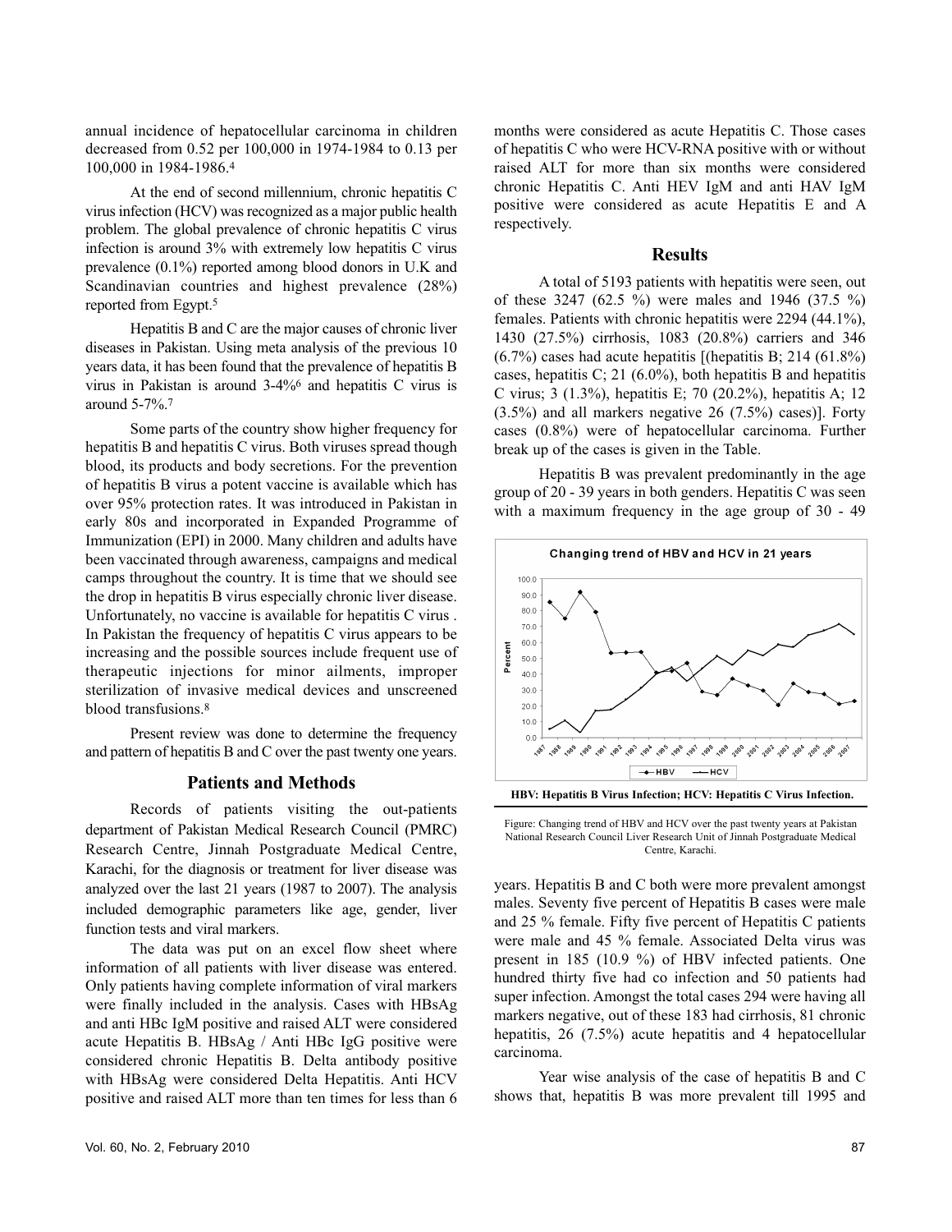annual incidence of hepatocellular carcinoma in children decreased from 0.52 per 100,000 in 1974-1984 to 0.13 per 100,000 in 1984-1986.[4]

At the end of second millennium, chronic hepatitis C virus infection (HCV) was recognized as a major public health problem. The global prevalence of chronic hepatitis C virus infection is around 3% with extremely low hepatitis C virus prevalence (0.1%) reported among blood donors in U.K and Scandinavian countries and highest prevalence (28%) reported from Egypt.[5]

Hepatitis B and C are the major causes of chronic liver diseases in Pakistan. Using meta analysis of the previous 10 years data, it has been found that the prevalence of hepatitis B virus in Pakistan is around 3-4%[6] and hepatitis C virus is around 5-7%.[7]

Some parts of the country show higher frequency for hepatitis B and hepatitis C virus. Both viruses spread though blood, its products and body secretions. For the prevention of hepatitis B virus a potent vaccine is available which has over 95% protection rates. It was introduced in Pakistan in early 80s and incorporated in Expanded Programme of Immunization (EPI) in 2000. Many children and adults have been vaccinated through awareness, campaigns and medical camps throughout the country. It is time that we should see the drop in hepatitis B virus especially chronic liver disease. Unfortunately, no vaccine is available for hepatitis C virus . In Pakistan the frequency of hepatitis C virus appears to be increasing and the possible sources include frequent use of therapeutic injections for minor ailments, improper sterilization of invasive medical devices and unscreened blood transfusions.[8]

Present review was done to determine the frequency and pattern of hepatitis B and C over the past twenty one years.

## Patients and Methods

Records of patients visiting the out-patients department of Pakistan Medical Research Council (PMRC) Research Centre, Jinnah Postgraduate Medical Centre, Karachi, for the diagnosis or treatment for liver disease was analyzed over the last 21 years (1987 to 2007). The analysis included demographic parameters like age, gender, liver function tests and viral markers.

The data was put on an excel flow sheet where information of all patients with liver disease was entered. Only patients having complete information of viral markers were finally included in the analysis. Cases with HBsAg and anti HBc IgM positive and raised ALT were considered acute Hepatitis B. HBsAg / Anti HBc IgG positive were considered chronic Hepatitis B. Delta antibody positive with HBsAg were considered Delta Hepatitis. Anti HCV positive and raised ALT more than ten times for less than 6 months were considered as acute Hepatitis C. Those cases of hepatitis C who were HCV-RNA positive with or without raised ALT for more than six months were considered chronic Hepatitis C. Anti HEV IgM and anti HAV IgM positive were considered as acute Hepatitis E and A respectively.

## Results

A total of 5193 patients with hepatitis were seen, out of these 3247 (62.5 %) were males and 1946 (37.5 %) females. Patients with chronic hepatitis were 2294 (44.1%), 1430 (27.5%) cirrhosis, 1083 (20.8%) carriers and 346 (6.7%) cases had acute hepatitis [(hepatitis B; 214 (61.8%) cases, hepatitis C; 21 (6.0%), both hepatitis B and hepatitis C virus; 3 (1.3%), hepatitis E; 70 (20.2%), hepatitis A; 12 (3.5%) and all markers negative 26 (7.5%) cases)]. Forty cases (0.8%) were of hepatocellular carcinoma. Further break up of the cases is given in the Table.

Hepatitis B was prevalent predominantly in the age group of 20 - 39 years in both genders. Hepatitis C was seen with a maximum frequency in the age group of 30 - 49 years. Hepatitis B and C both were more prevalent amongst males. Seventy five percent of Hepatitis B cases were male and 25 % female. Fifty five percent of Hepatitis C patients were male and 45 % female. Associated Delta virus was present in 185 (10.9 %) of HBV infected patients. One hundred thirty five had co infection and 50 patients had super infection. Amongst the total cases 294 were having all markers negative, out of these 183 had cirrhosis, 81 chronic hepatitis, 26 (7.5%) acute hepatitis and 4 hepatocellular carcinoma.

Changing trend of HBV and HCV in 21 years

HBV: Hepatitis B Virus Infection; HCV: Hepatitis C Virus Infection.

Figure: Changing trend of HBV and HCV over the past twenty years at Pakistan National Research Council Liver Research Unit of Jinnah Postgraduate Medical Centre, Karachi.

Year wise analysis of the case of hepatitis B and C shows that, hepatitis B was more prevalent till 1995 and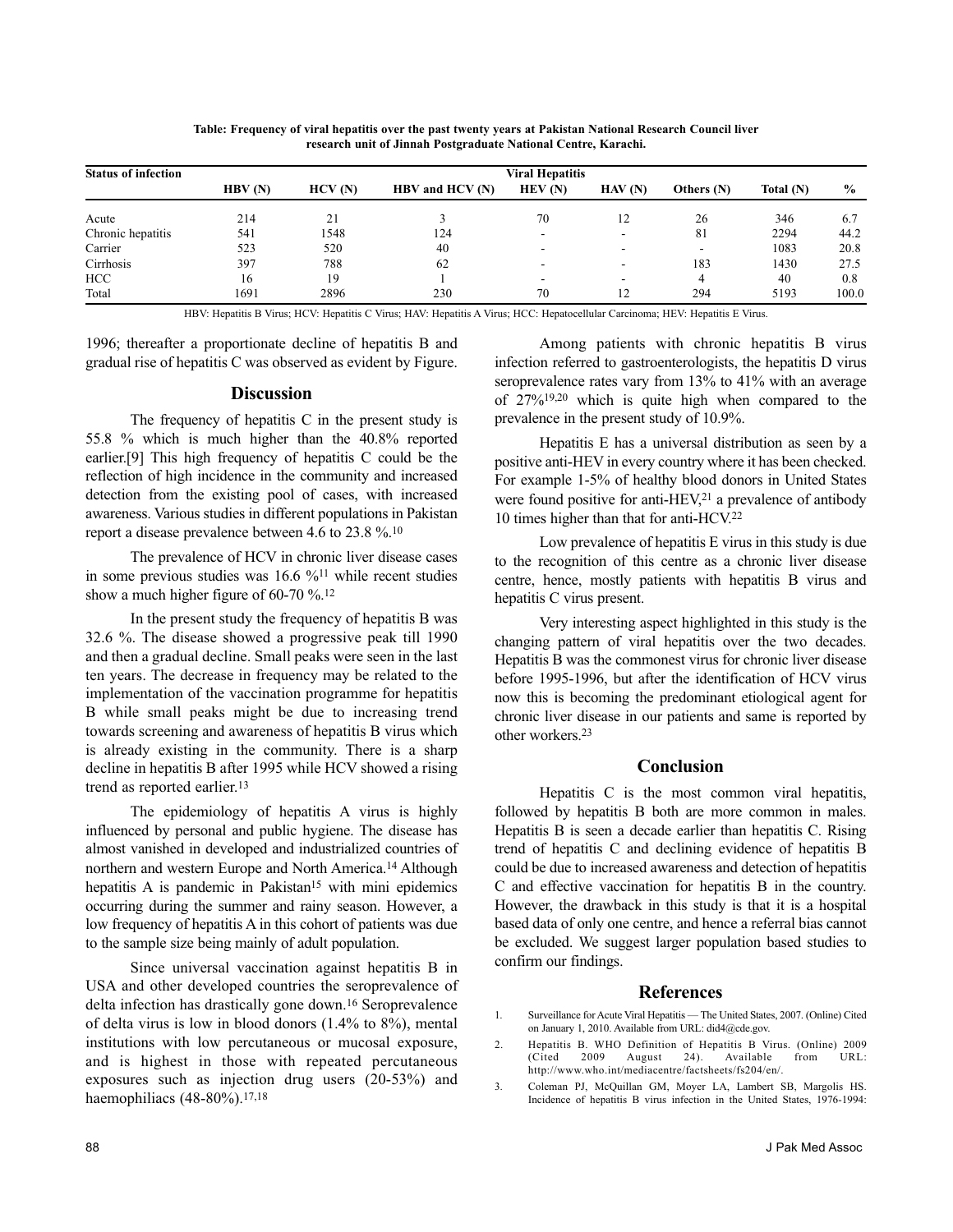**Table: Frequency of viral hepatitis over the past twenty years at Pakistan National Research Council liver research unit of Jinnah Postgraduate National Centre, Karachi.**

| Status of infection | Viral Hepatitis | | | | | | | |
|---|---|---|---|---|---|---|---|---|
| | HBV (N) | HCV (N) | HBV and HCV (N) | HEV (N) | HAV (N) | Others (N) | Total (N) | % |
| Acute | 214 | 21 | 3 | 70 | 12 | 26 | 346 | 6.7 |
| Chronic hepatitis | 541 | 1548 | 124 | - | - | 81 | 2294 | 44.2 |
| Carrier | 523 | 520 | 40 | - | - | - | 1083 | 20.8 |
| Cirrhosis | 397 | 788 | 62 | - | - | 183 | 1430 | 27.5 |
| HCC | 16 | 19 | 1 | - | - | 4 | 40 | 0.8 |
| Total | 1691 | 2896 | 230 | 70 | 12 | 294 | 5193 | 100.0 |

HBV: Hepatitis B Virus; HCV: Hepatitis C Virus; HAV: Hepatitis A Virus; HCC: Hepatocellular Carcinoma; HEV: Hepatitis E Virus.

1996; thereafter a proportionate decline of hepatitis B and gradual rise of hepatitis C was observed as evident by Figure.

## Discussion

The frequency of hepatitis C in the present study is 55.8 % which is much higher than the 40.8% reported earlier.[9] This high frequency of hepatitis C could be the reflection of high incidence in the community and increased detection from the existing pool of cases, with increased awareness. Various studies in different populations in Pakistan report a disease prevalence between 4.6 to 23.8 %.[10]

The prevalence of HCV in chronic liver disease cases in some previous studies was 16.6 %[11] while recent studies show a much higher figure of 60-70 %.[12]

In the present study the frequency of hepatitis B was 32.6 %. The disease showed a progressive peak till 1990 and then a gradual decline. Small peaks were seen in the last ten years. The decrease in frequency may be related to the implementation of the vaccination programme for hepatitis B while small peaks might be due to increasing trend towards screening and awareness of hepatitis B virus which is already existing in the community. There is a sharp decline in hepatitis B after 1995 while HCV showed a rising trend as reported earlier.[13]

The epidemiology of hepatitis A virus is highly influenced by personal and public hygiene. The disease has almost vanished in developed and industrialized countries of northern and western Europe and North America.[14] Although hepatitis A is pandemic in Pakistan[15] with mini epidemics occurring during the summer and rainy season. However, a low frequency of hepatitis A in this cohort of patients was due to the sample size being mainly of adult population.

Since universal vaccination against hepatitis B in USA and other developed countries the seroprevalence of delta infection has drastically gone down.[16] Seroprevalence of delta virus is low in blood donors (1.4% to 8%), mental institutions with low percutaneous or mucosal exposure, and is highest in those with repeated percutaneous exposures such as injection drug users (20-53%) and haemophiliacs (48-80%).[17,18]

Among patients with chronic hepatitis B virus infection referred to gastroenterologists, the hepatitis D virus seroprevalence rates vary from 13% to 41% with an average of 27%[19,20] which is quite high when compared to the prevalence in the present study of 10.9%.

Hepatitis E has a universal distribution as seen by a positive anti-HEV in every country where it has been checked. For example 1-5% of healthy blood donors in United States were found positive for anti-HEV,[21] a prevalence of antibody 10 times higher than that for anti-HCV.[22]

Low prevalence of hepatitis E virus in this study is due to the recognition of this centre as a chronic liver disease centre, hence, mostly patients with hepatitis B virus and hepatitis C virus present.

Very interesting aspect highlighted in this study is the changing pattern of viral hepatitis over the two decades. Hepatitis B was the commonest virus for chronic liver disease before 1995-1996, but after the identification of HCV virus now this is becoming the predominant etiological agent for chronic liver disease in our patients and same is reported by other workers.[23]

## Conclusion

Hepatitis C is the most common viral hepatitis, followed by hepatitis B both are more common in males. Hepatitis B is seen a decade earlier than hepatitis C. Rising trend of hepatitis C and declining evidence of hepatitis B could be due to increased awareness and detection of hepatitis C and effective vaccination for hepatitis B in the country. However, the drawback in this study is that it is a hospital based data of only one centre, and hence a referral bias cannot be excluded. We suggest larger population based studies to confirm our findings.

## References

1. Surveillance for Acute Viral Hepatitis — The United States, 2007. (Online) Cited on January 1, 2010. Available from URL: did4@cde.gov.
2. Hepatitis B. WHO Definition of Hepatitis B Virus. (Online) 2009 (Cited 2009 August 24). Available from URL: http://www.who.int/mediacentre/factsheets/fs204/en/.
3. Coleman PJ, McQuillan GM, Moyer LA, Lambert SB, Margolis HS. Incidence of hepatitis B virus infection in the United States, 1976-1994: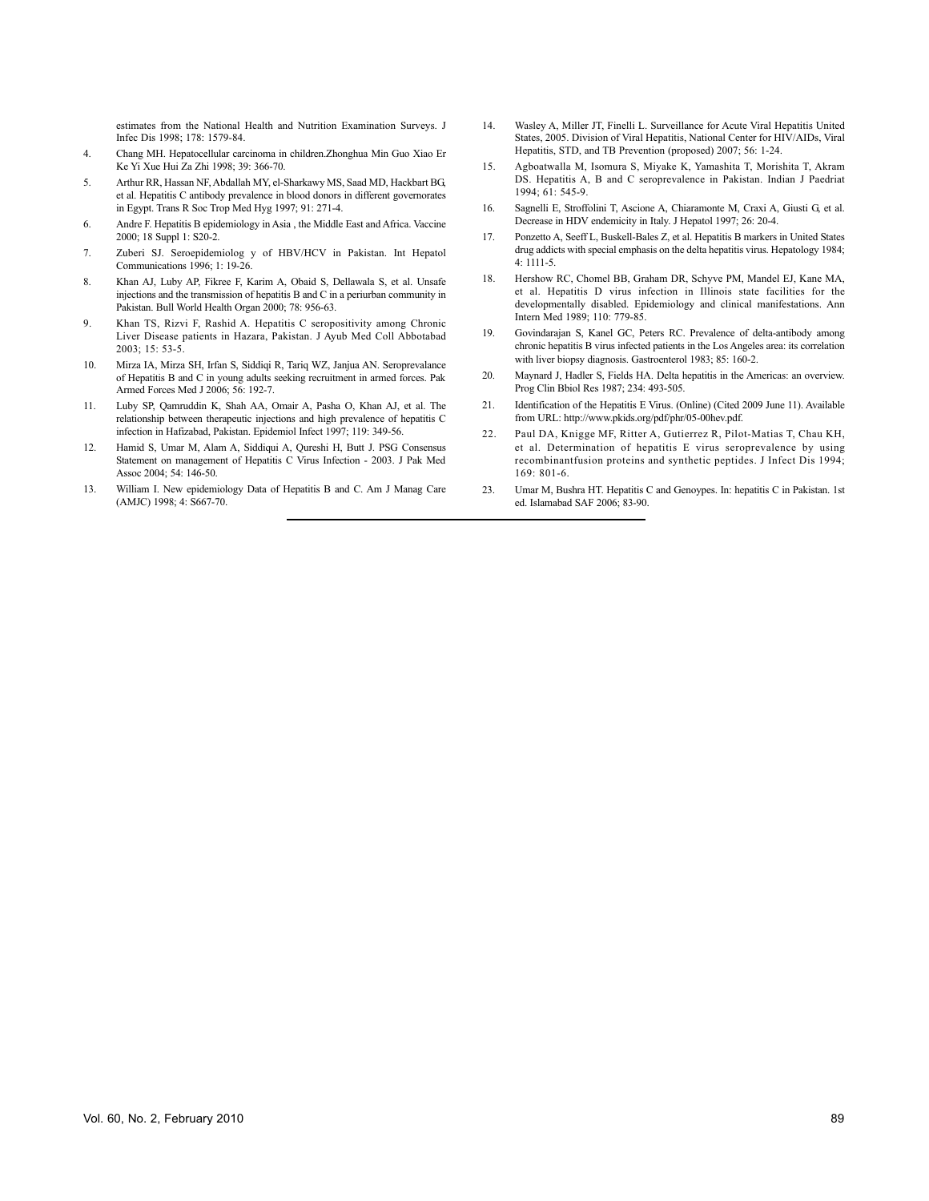estimates from the National Health and Nutrition Examination Surveys. J Infec Dis 1998; 178: 1579-84.

4. Chang MH. Hepatocellular carcinoma in children.Zhonghua Min Guo Xiao Er Ke Yi Xue Hui Za Zhi 1998; 39: 366-70.
5. Arthur RR, Hassan NF, Abdallah MY, el-Sharkawy MS, Saad MD, Hackbart BG, et al. Hepatitis C antibody prevalence in blood donors in different governorates in Egypt. Trans R Soc Trop Med Hyg 1997; 91: 271-4.
6. Andre F. Hepatitis B epidemiology in Asia , the Middle East and Africa. Vaccine 2000; 18 Suppl 1: S20-2.
7. Zuberi SJ. Seroepidemiolog y of HBV/HCV in Pakistan. Int Hepatol Communications 1996; 1: 19-26.
8. Khan AJ, Luby AP, Fikree F, Karim A, Obaid S, Dellawala S, et al. Unsafe injections and the transmission of hepatitis B and C in a periurban community in Pakistan. Bull World Health Organ 2000; 78: 956-63.
9. Khan TS, Rizvi F, Rashid A. Hepatitis C seropositivity among Chronic Liver Disease patients in Hazara, Pakistan. J Ayub Med Coll Abbotabad 2003; 15: 53-5.
10. Mirza IA, Mirza SH, Irfan S, Siddiqi R, Tariq WZ, Janjua AN. Seroprevalance of Hepatitis B and C in young adults seeking recruitment in armed forces. Pak Armed Forces Med J 2006; 56: 192-7.
11. Luby SP, Qamruddin K, Shah AA, Omair A, Pasha O, Khan AJ, et al. The relationship between therapeutic injections and high prevalence of hepatitis C infection in Hafizabad, Pakistan. Epidemiol Infect 1997; 119: 349-56.
12. Hamid S, Umar M, Alam A, Siddiqui A, Qureshi H, Butt J. PSG Consensus Statement on management of Hepatitis C Virus Infection - 2003. J Pak Med Assoc 2004; 54: 146-50.
13. William I. New epidemiology Data of Hepatitis B and C. Am J Manag Care (AMJC) 1998; 4: S667-70.
14. Wasley A, Miller JT, Finelli L. Surveillance for Acute Viral Hepatitis United States, 2005. Division of Viral Hepatitis, National Center for HIV/AIDs, Viral Hepatitis, STD, and TB Prevention (proposed) 2007; 56: 1-24.
15. Agboatwalla M, Isomura S, Miyake K, Yamashita T, Morishita T, Akram DS. Hepatitis A, B and C seroprevalence in Pakistan. Indian J Paedriat 1994; 61: 545-9.
16. Sagnelli E, Stroffolini T, Ascione A, Chiaramonte M, Craxi A, Giusti G, et al. Decrease in HDV endemicity in Italy. J Hepatol 1997; 26: 20-4.
17. Ponzetto A, Seeff L, Buskell-Bales Z, et al. Hepatitis B markers in United States drug addicts with special emphasis on the delta hepatitis virus. Hepatology 1984; 4: 1111-5.
18. Hershow RC, Chomel BB, Graham DR, Schyve PM, Mandel EJ, Kane MA, et al. Hepatitis D virus infection in Illinois state facilities for the developmentally disabled. Epidemiology and clinical manifestations. Ann Intern Med 1989; 110: 779-85.
19. Govindarajan S, Kanel GC, Peters RC. Prevalence of delta-antibody among chronic hepatitis B virus infected patients in the Los Angeles area: its correlation with liver biopsy diagnosis. Gastroenterol 1983; 85: 160-2.
20. Maynard J, Hadler S, Fields HA. Delta hepatitis in the Americas: an overview. Prog Clin Bbiol Res 1987; 234: 493-505.
21. Identification of the Hepatitis E Virus. (Online) (Cited 2009 June 11). Available from URL: http://www.pkids.org/pdf/phr/05-00hev.pdf.
22. Paul DA, Knigge MF, Ritter A, Gutierrez R, Pilot-Matias T, Chau KH, et al. Determination of hepatitis E virus seroprevalence by using recombinantfusion proteins and synthetic peptides. J Infect Dis 1994; 169: 801-6.
23. Umar M, Bushra HT. Hepatitis C and Genoypes. In: hepatitis C in Pakistan. 1st ed. Islamabad SAF 2006; 83-90.